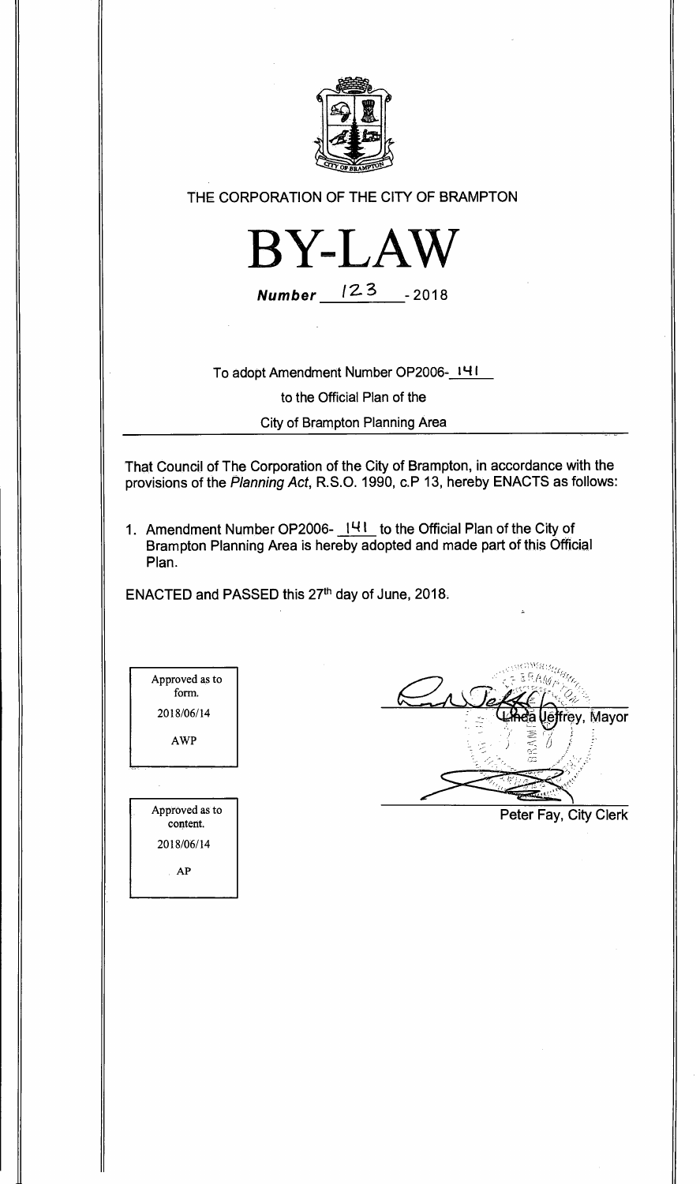THE CORPORATION OF THE CITY OF BRAMPTON

# BY-LAW

**Number** 123 - 2018

To adopt Amendment Number OP2006- 141

to the Official Plan of the

City of Brampton Planning Area

That Council of The Corporation of the City of Brampton, in accordance with the provisions of the *Planning Act*, R.S.O. 1990, c.P 13, hereby ENACTS as follows:

1. Amendment Number OP2006- 141 to the Official Plan of the City of Brampton Planning Area is hereby adopted and made part of this Official Plan.

ENACTED and PASSED this 27th day of June, 2018.

Approved as to form.
2018/06/14
AWP

Approved as to content.
2018/06/14
AP

Linda Jeffrey, Mayor

Peter Fay, City Clerk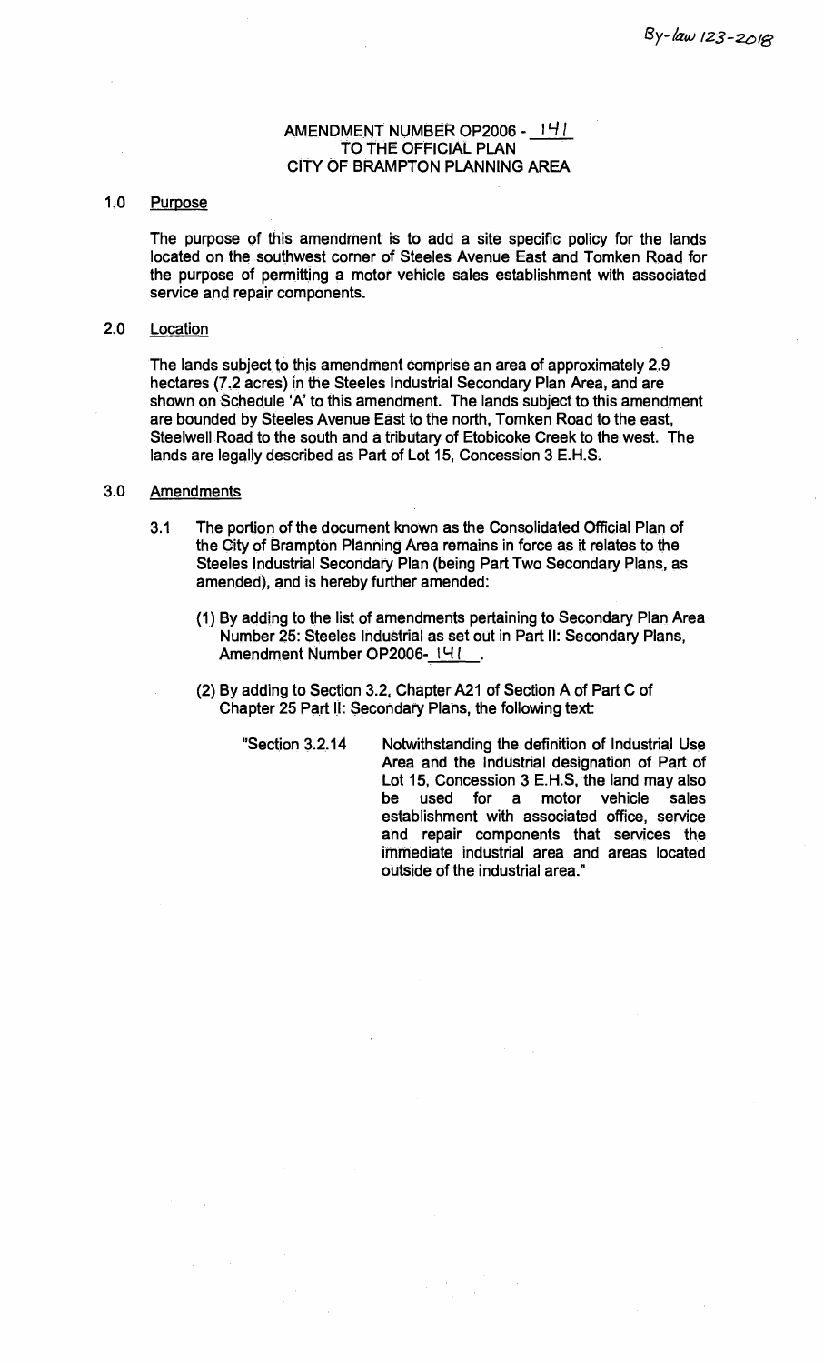By-law 123-2018

# AMENDMENT NUMBER OP2006 - 141 TO THE OFFICIAL PLAN CITY OF BRAMPTON PLANNING AREA

## 1.0 Purpose

The purpose of this amendment is to add a site specific policy for the lands located on the southwest corner of Steeles Avenue East and Tomken Road for the purpose of permitting a motor vehicle sales establishment with associated service and repair components.

## 2.0 Location

The lands subject to this amendment comprise an area of approximately 2.9 hectares (7.2 acres) in the Steeles Industrial Secondary Plan Area, and are shown on Schedule 'A' to this amendment. The lands subject to this amendment are bounded by Steeles Avenue East to the north, Tomken Road to the east, Steelwell Road to the south and a tributary of Etobicoke Creek to the west. The lands are legally described as Part of Lot 15, Concession 3 E.H.S.

## 3.0 Amendments

3.1 The portion of the document known as the Consolidated Official Plan of the City of Brampton Planning Area remains in force as it relates to the Steeles Industrial Secondary Plan (being Part Two Secondary Plans, as amended), and is hereby further amended:

(1) By adding to the list of amendments pertaining to Secondary Plan Area Number 25: Steeles Industrial as set out in Part II: Secondary Plans, Amendment Number OP2006- 141 .

(2) By adding to Section 3.2, Chapter A21 of Section A of Part C of Chapter 25 Part II: Secondary Plans, the following text:

"Section 3.2.14 Notwithstanding the definition of Industrial Use Area and the Industrial designation of Part of Lot 15, Concession 3 E.H.S, the land may also be used for a motor vehicle sales establishment with associated office, service and repair components that services the immediate industrial area and areas located outside of the industrial area."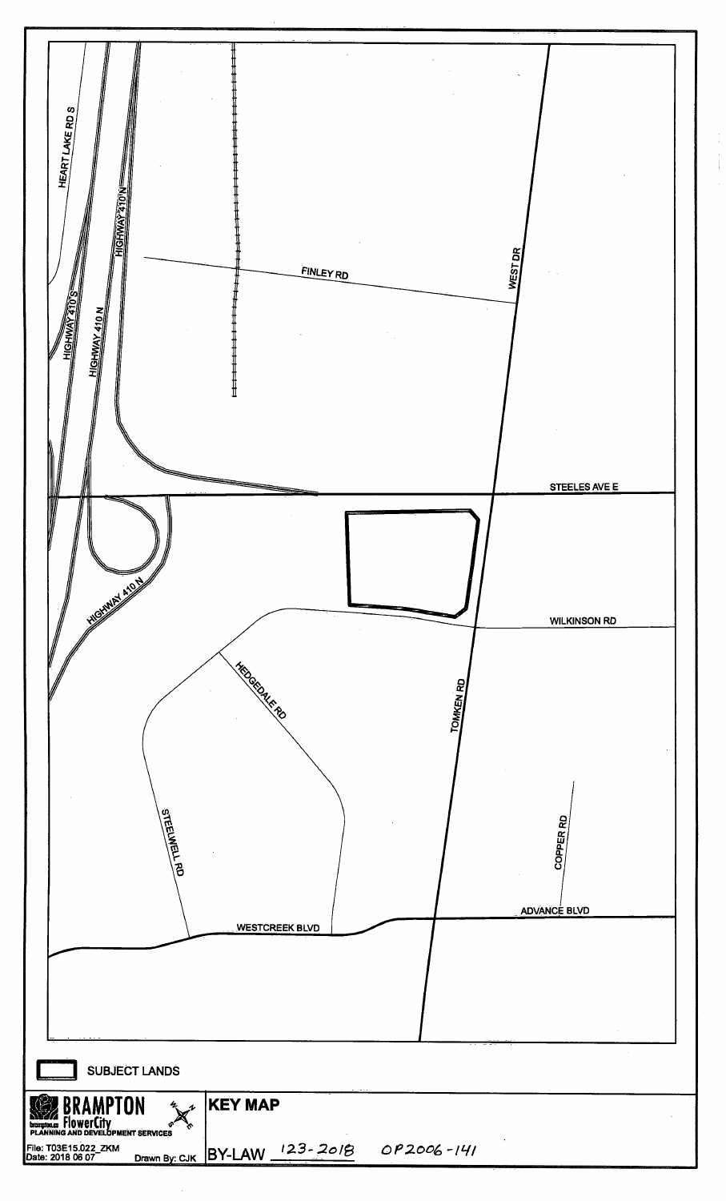HEART LAKE RD S

HIGHWAY 410 N

HIGHWAY 410 S

HIGHWAY 410 N

FINLEY RD

WEST DR

STEELES AVE E

HIGHWAY 410 N

WILKINSON RD

HEDGEDALE RD

TOMKEN RD

STEELWELL RD

COPPER RD

ADVANCE BLVD

WESTCREEK BLVD

SUBJECT LANDS

BRAMPTON FlowerCity

PLANNING AND DEVELOPMENT SERVICES

File: T03E15.022_ZKM

Date: 2018 06 07

Drawn By: CJK

**KEY MAP**

BY-LAW 123-2018 OP2006-141